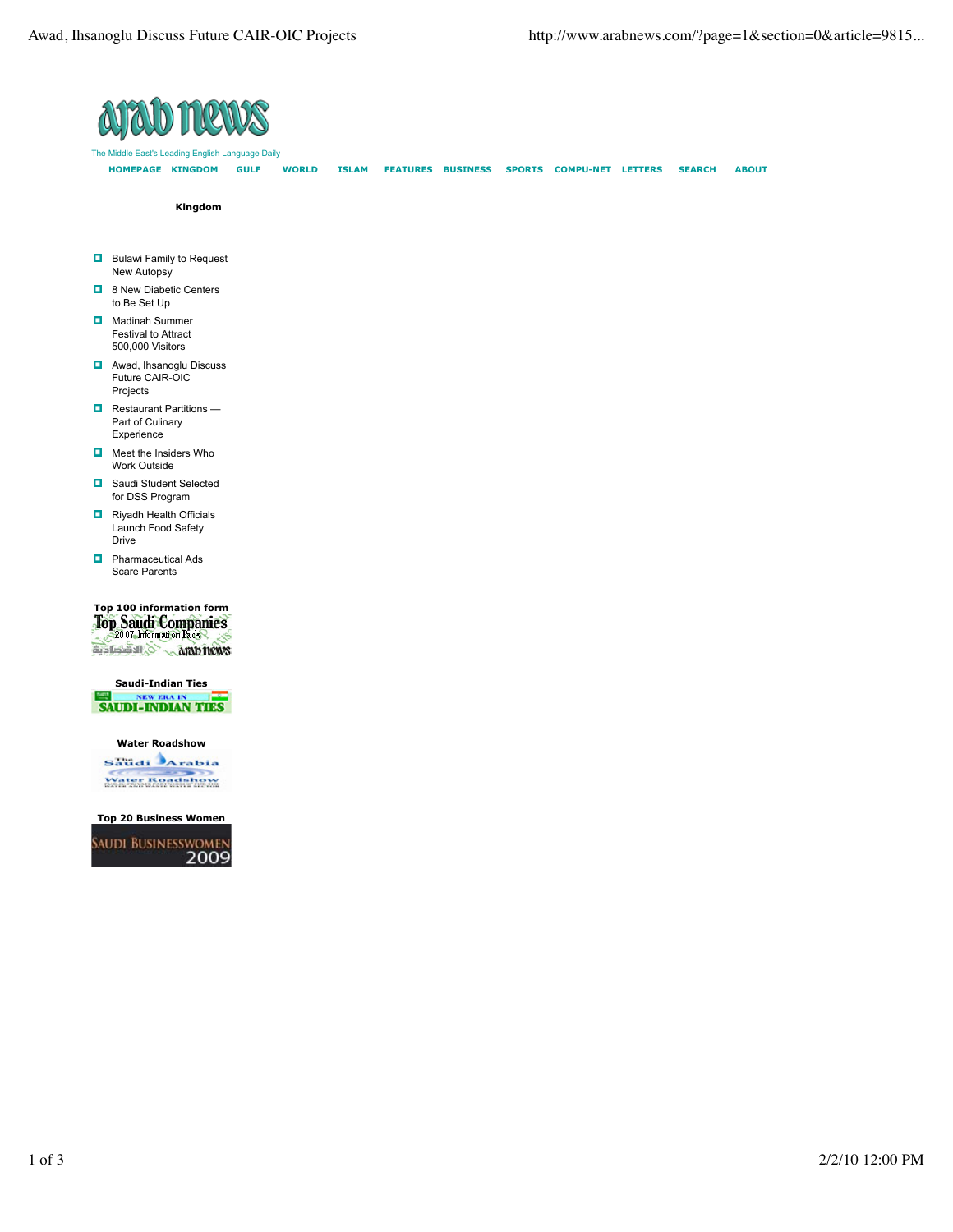arab news

The Middle East's Leading English Language Daily

HOMEPAGE KINGDOM GULF WORLD ISLAM FEATURES BUSINESS SPORTS COMPU-NET LETTERS SEARCH ABOUT

**Kingdom**

- Bulawi Family to Request New Autopsy
- 8 New Diabetic Centers to Be Set Up
- Madinah Summer Festival to Attract 500,000 Visitors
- Awad, Ihsanoglu Discuss Future CAIR-OIC Projects
- Restaurant Partitions — Part of Culinary Experience
- Meet the Insiders Who Work Outside
- Saudi Student Selected for DSS Program
- Riyadh Health Officials Launch Food Safety Drive
- Pharmaceutical Ads Scare Parents

**Top 100 information form**

Top Saudi Companies 2007 Information Pack

**Saudi-Indian Ties**

NEW ERA IN SAUDI-INDIAN TIES

**Water Roadshow**

The Saudi Arabia Water Roadshow

**Top 20 Business Women**

SAUDI BUSINESSWOMEN 2009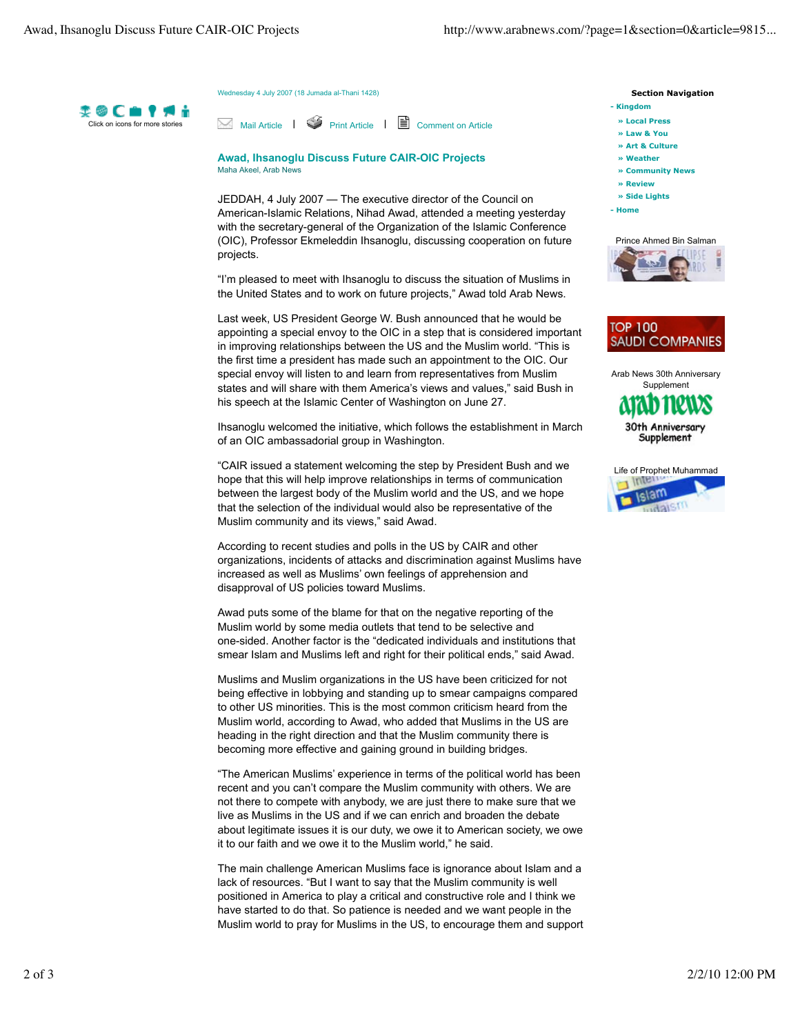Wednesday 4 July 2007 (18 Jumada al-Thani 1428)

Mail Article | Print Article | Comment on Article

## Awad, Ihsanoglu Discuss Future CAIR-OIC Projects

Maha Akeel, Arab News

JEDDAH, 4 July 2007 — The executive director of the Council on American-Islamic Relations, Nihad Awad, attended a meeting yesterday with the secretary-general of the Organization of the Islamic Conference (OIC), Professor Ekmeleddin Ihsanoglu, discussing cooperation on future projects.

“I’m pleased to meet with Ihsanoglu to discuss the situation of Muslims in the United States and to work on future projects,” Awad told Arab News.

Last week, US President George W. Bush announced that he would be appointing a special envoy to the OIC in a step that is considered important in improving relationships between the US and the Muslim world. “This is the first time a president has made such an appointment to the OIC. Our special envoy will listen to and learn from representatives from Muslim states and will share with them America’s views and values,” said Bush in his speech at the Islamic Center of Washington on June 27.

Ihsanoglu welcomed the initiative, which follows the establishment in March of an OIC ambassadorial group in Washington.

“CAIR issued a statement welcoming the step by President Bush and we hope that this will help improve relationships in terms of communication between the largest body of the Muslim world and the US, and we hope that the selection of the individual would also be representative of the Muslim community and its views,” said Awad.

According to recent studies and polls in the US by CAIR and other organizations, incidents of attacks and discrimination against Muslims have increased as well as Muslims’ own feelings of apprehension and disapproval of US policies toward Muslims.

Awad puts some of the blame for that on the negative reporting of the Muslim world by some media outlets that tend to be selective and one-sided. Another factor is the “dedicated individuals and institutions that smear Islam and Muslims left and right for their political ends,” said Awad.

Muslims and Muslim organizations in the US have been criticized for not being effective in lobbying and standing up to smear campaigns compared to other US minorities. This is the most common criticism heard from the Muslim world, according to Awad, who added that Muslims in the US are heading in the right direction and that the Muslim community there is becoming more effective and gaining ground in building bridges.

“The American Muslims’ experience in terms of the political world has been recent and you can’t compare the Muslim community with others. We are not there to compete with anybody, we are just there to make sure that we live as Muslims in the US and if we can enrich and broaden the debate about legitimate issues it is our duty, we owe it to American society, we owe it to our faith and we owe it to the Muslim world,” he said.

The main challenge American Muslims face is ignorance about Islam and a lack of resources. “But I want to say that the Muslim community is well positioned in America to play a critical and constructive role and I think we have started to do that. So patience is needed and we want people in the Muslim world to pray for Muslims in the US, to encourage them and support

Section Navigation
- Kingdom
  - » Local Press
  - » Law & You
  - » Art & Culture
  - » Weather
  - » Community News
  - » Review
  - » Side Lights
- Home

Prince Ahmed Bin Salman

TOP 100 SAUDI COMPANIES

Arab News 30th Anniversary Supplement

Life of Prophet Muhammad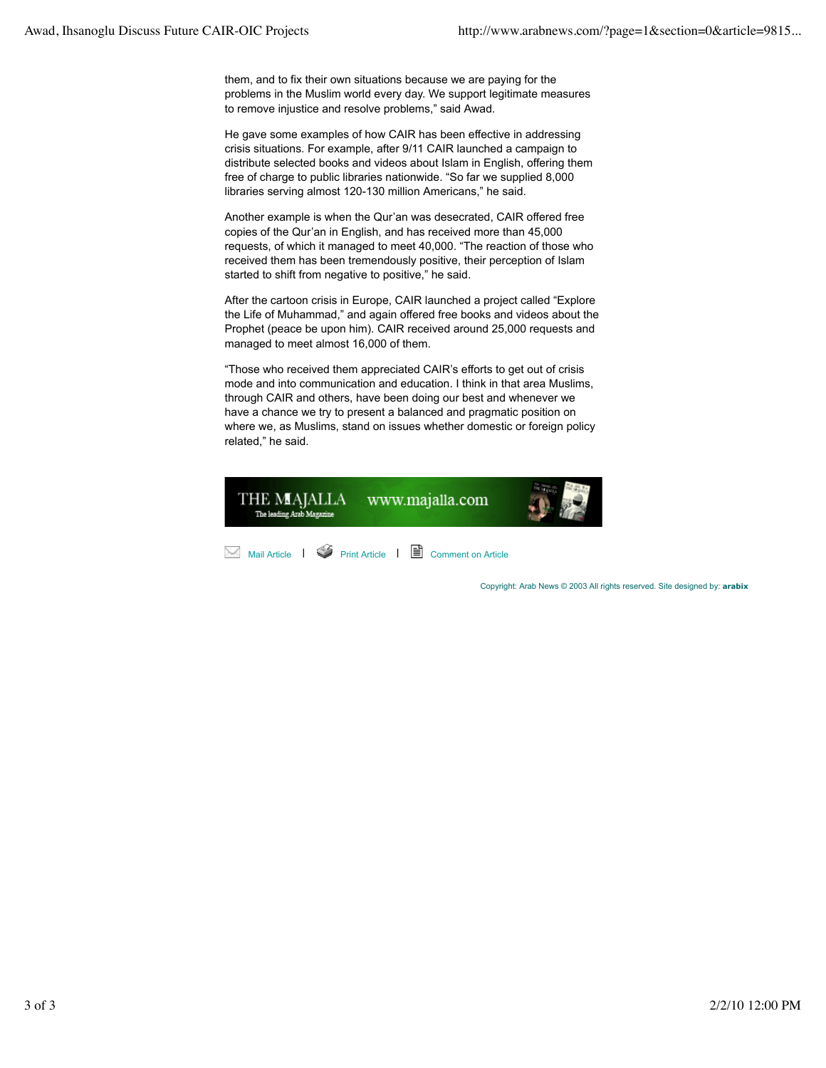them, and to fix their own situations because we are paying for the problems in the Muslim world every day. We support legitimate measures to remove injustice and resolve problems," said Awad.

He gave some examples of how CAIR has been effective in addressing crisis situations. For example, after 9/11 CAIR launched a campaign to distribute selected books and videos about Islam in English, offering them free of charge to public libraries nationwide. "So far we supplied 8,000 libraries serving almost 120-130 million Americans," he said.

Another example is when the Qur'an was desecrated, CAIR offered free copies of the Qur'an in English, and has received more than 45,000 requests, of which it managed to meet 40,000. "The reaction of those who received them has been tremendously positive, their perception of Islam started to shift from negative to positive," he said.

After the cartoon crisis in Europe, CAIR launched a project called "Explore the Life of Muhammad," and again offered free books and videos about the Prophet (peace be upon him). CAIR received around 25,000 requests and managed to meet almost 16,000 of them.

"Those who received them appreciated CAIR's efforts to get out of crisis mode and into communication and education. I think in that area Muslims, through CAIR and others, have been doing our best and whenever we have a chance we try to present a balanced and pragmatic position on where we, as Muslims, stand on issues whether domestic or foreign policy related," he said.

THE MAJALLA The leading Arab Magazine www.majalla.com

Mail Article | Print Article | Comment on Article

Copyright: Arab News © 2003 All rights reserved. Site designed by: **arabix**